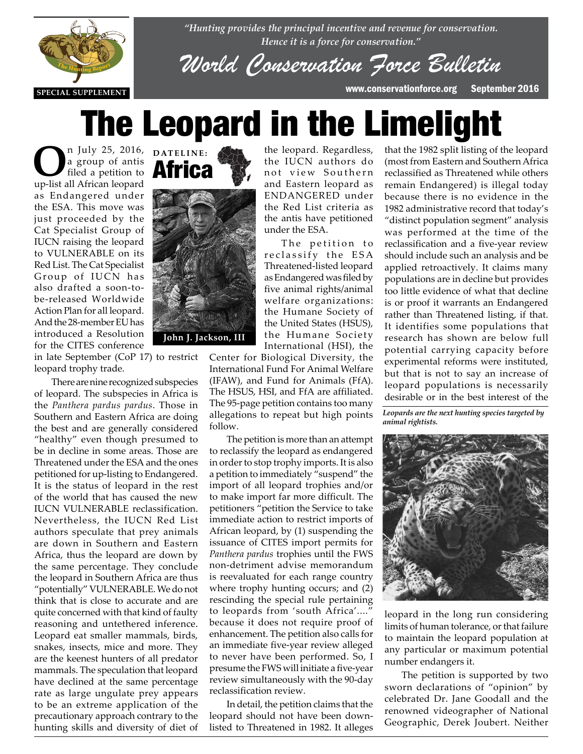*"Hunting provides the principal incentive and revenue for conservation. Hence it is a force for conservation."*

# World Conservation Force Bulletin

SPECIAL SUPPLEMENT

www.conservationforce.org September 2016

# The Leopard in the Limelight

**DATELINE: Africa**

John J. Jackson, III

On July 25, 2016, a group of antis filed a petition to up-list all African leopard as Endangered under the ESA. This move was just proceeded by the Cat Specialist Group of IUCN raising the leopard to VULNERABLE on its Red List. The Cat Specialist Group of IUCN has also drafted a soon-to-be-released Worldwide Action Plan for all leopard. And the 28-member EU has introduced a Resolution for the CITES conference in late September (CoP 17) to restrict leopard trophy trade.

There are nine recognized subspecies of leopard. The subspecies in Africa is the *Panthera pardus pardus*. Those in Southern and Eastern Africa are doing the best and are generally considered "healthy" even though presumed to be in decline in some areas. Those are Threatened under the ESA and the ones petitioned for up-listing to Endangered. It is the status of leopard in the rest of the world that has caused the new IUCN VULNERABLE reclassification. Nevertheless, the IUCN Red List authors speculate that prey animals are down in Southern and Eastern Africa, thus the leopard are down by the same percentage. They conclude the leopard in Southern Africa are thus "potentially" VULNERABLE. We do not think that is close to accurate and are quite concerned with that kind of faulty reasoning and untethered inference. Leopard eat smaller mammals, birds, snakes, insects, mice and more. They are the keenest hunters of all predator mammals. The speculation that leopard have declined at the same percentage rate as large ungulate prey appears to be an extreme application of the precautionary approach contrary to the hunting skills and diversity of diet of the leopard. Regardless, the IUCN authors do not view Southern and Eastern leopard as ENDANGERED under the Red List criteria as the antis have petitioned under the ESA.

The petition to reclassify the ESA Threatened-listed leopard as Endangered was filed by five animal rights/animal welfare organizations: the Humane Society of the United States (HSUS), the Humane Society International (HSI), the Center for Biological Diversity, the International Fund For Animal Welfare (IFAW), and Fund for Animals (FfA). The HSUS, HSI, and FfA are affiliated. The 95-page petition contains too many allegations to repeat but high points follow.

The petition is more than an attempt to reclassify the leopard as endangered in order to stop trophy imports. It is also a petition to immediately "suspend" the import of all leopard trophies and/or to make import far more difficult. The petitioners "petition the Service to take immediate action to restrict imports of African leopard, by (1) suspending the issuance of CITES import permits for *Panthera pardus* trophies until the FWS non-detriment advise memorandum is reevaluated for each range country where trophy hunting occurs; and (2) rescinding the special rule pertaining to leopards from 'south Africa'...." because it does not require proof of enhancement. The petition also calls for an immediate five-year review alleged to never have been performed. So, I presume the FWS will initiate a five-year review simultaneously with the 90-day reclassification review.

In detail, the petition claims that the leopard should not have been down-listed to Threatened in 1982. It alleges that the 1982 split listing of the leopard (most from Eastern and Southern Africa reclassified as Threatened while others remain Endangered) is illegal today because there is no evidence in the 1982 administrative record that today's "distinct population segment" analysis was performed at the time of the reclassification and a five-year review should include such an analysis and be applied retroactively. It claims many populations are in decline but provides too little evidence of what that decline is or proof it warrants an Endangered rather than Threatened listing, if that. It identifies some populations that research has shown are below full potential carrying capacity before experimental reforms were instituted, but that is not to say an increase of leopard populations is necessarily desirable or in the best interest of the leopard in the long run considering limits of human tolerance, or that failure to maintain the leopard population at any particular or maximum potential number endangers it.

*Leopards are the next hunting species targeted by animal rightists.*

The petition is supported by two sworn declarations of "opinion" by celebrated Dr. Jane Goodall and the renowned videographer of National Geographic, Derek Joubert. Neither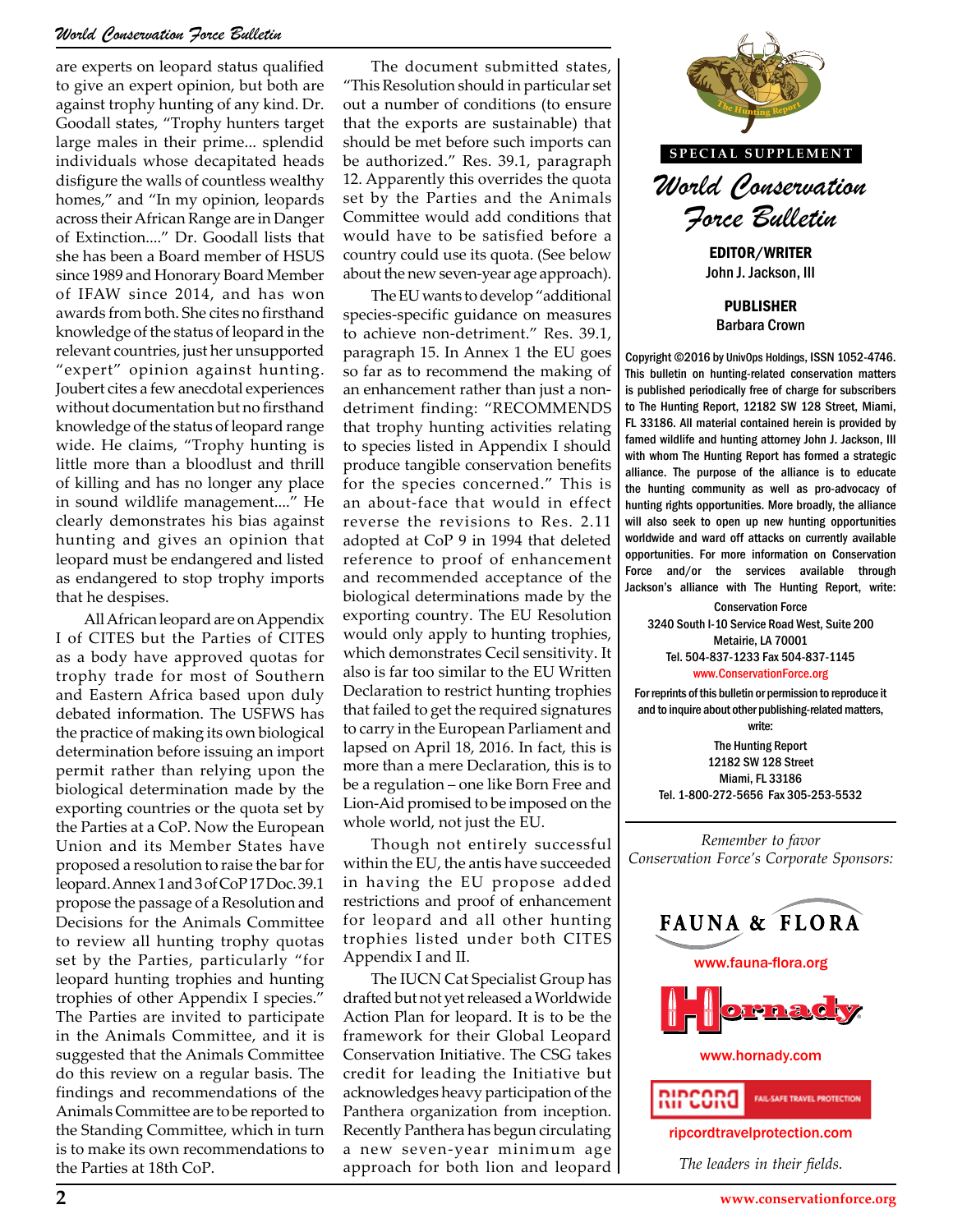are experts on leopard status qualified to give an expert opinion, but both are against trophy hunting of any kind. Dr. Goodall states, "Trophy hunters target large males in their prime... splendid individuals whose decapitated heads disfigure the walls of countless wealthy homes," and "In my opinion, leopards across their African Range are in Danger of Extinction...." Dr. Goodall lists that she has been a Board member of HSUS since 1989 and Honorary Board Member of IFAW since 2014, and has won awards from both. She cites no firsthand knowledge of the status of leopard in the relevant countries, just her unsupported "expert" opinion against hunting. Joubert cites a few anecdotal experiences without documentation but no firsthand knowledge of the status of leopard range wide. He claims, "Trophy hunting is little more than a bloodlust and thrill of killing and has no longer any place in sound wildlife management...." He clearly demonstrates his bias against hunting and gives an opinion that leopard must be endangered and listed as endangered to stop trophy imports that he despises.

All African leopard are on Appendix I of CITES but the Parties of CITES as a body have approved quotas for trophy trade for most of Southern and Eastern Africa based upon duly debated information. The USFWS has the practice of making its own biological determination before issuing an import permit rather than relying upon the biological determination made by the exporting countries or the quota set by the Parties at a CoP. Now the European Union and its Member States have proposed a resolution to raise the bar for leopard. Annex 1 and 3 of CoP 17 Doc. 39.1 propose the passage of a Resolution and Decisions for the Animals Committee to review all hunting trophy quotas set by the Parties, particularly "for leopard hunting trophies and hunting trophies of other Appendix I species." The Parties are invited to participate in the Animals Committee, and it is suggested that the Animals Committee do this review on a regular basis. The findings and recommendations of the Animals Committee are to be reported to the Standing Committee, which in turn is to make its own recommendations to the Parties at 18th CoP.

The document submitted states, "This Resolution should in particular set out a number of conditions (to ensure the exports are sustainable) that should be met before such imports can be authorized." Res. 39.1, paragraph 12. Apparently this overrides the quota set by the Parties and the Animals Committee would add conditions that would have to be satisfied before a country could use its quota. (See below about the new seven-year age approach).

The EU wants to develop "additional species-specific guidance on measures to achieve non-detriment." Res. 39.1, paragraph 15. In Annex 1 the EU goes so far as to recommend the making of an enhancement rather than just a non-detriment finding: "RECOMMENDS that trophy hunting activities relating to species listed in Appendix I should produce tangible conservation benefits for the species concerned." This is an about-face that would in effect reverse the revisions to Res. 2.11 adopted at CoP 9 in 1994 that deleted reference to proof of enhancement and recommended acceptance of the biological determinations made by the exporting country. The EU Resolution would only apply to hunting trophies, which demonstrates Cecil sensitivity. It also is far too similar to the EU Written Declaration to restrict hunting trophies that failed to get the required signatures to carry in the European Parliament and lapsed on April 18, 2016. In fact, this is more than a mere Declaration, this is to be a regulation – one like Born Free and Lion-Aid promised to be imposed on the whole world, not just the EU.

Though not entirely successful within the EU, the antis have succeeded in having the EU propose added restrictions and proof of enhancement for leopard and all other hunting trophies listed under both CITES Appendix I and II.

The IUCN Cat Specialist Group has drafted but not yet released a Worldwide Action Plan for leopard. It is to be the framework for their Global Leopard Conservation Initiative. The CSG takes credit for leading the Initiative but acknowledges heavy participation of the Panthera organization from inception. Recently Panthera has begun circulating a new seven-year minimum age approach for both lion and leopard

SPECIAL SUPPLEMENT

*World Conservation Force Bulletin*

**EDITOR/WRITER**
John J. Jackson, III

**PUBLISHER**
Barbara Crown

Copyright ©2016 by UnivOps Holdings, ISSN 1052-4746. This bulletin on hunting-related conservation matters is published periodically free of charge for subscribers to The Hunting Report, 12182 SW 128 Street, Miami, FL 33186. All material contained herein is provided by famed wildlife and hunting attorney John J. Jackson, III with whom The Hunting Report has formed a strategic alliance. The purpose of the alliance is to educate the hunting community as well as pro-advocacy of hunting rights opportunities. More broadly, the alliance will also seek to open up new hunting opportunities worldwide and ward off attacks on currently available opportunities. For more information on Conservation Force and/or the services available through Jackson's alliance with The Hunting Report, write:

Conservation Force
3240 South I-10 Service Road West, Suite 200
Metairie, LA 70001
Tel. 504-837-1233 Fax 504-837-1145
www.ConservationForce.org

For reprints of this bulletin or permission to reproduce it and to inquire about other publishing-related matters, write:

The Hunting Report
12182 SW 128 Street
Miami, FL 33186
Tel. 1-800-272-5656 Fax 305-253-5532

*Remember to favor Conservation Force's Corporate Sponsors:*

FAUNA & FLORA
www.fauna-flora.org

Hornady
www.hornady.com

RIPCORD FAIL-SAFE TRAVEL PROTECTION
ripcordtravelprotection.com

*The leaders in their fields.*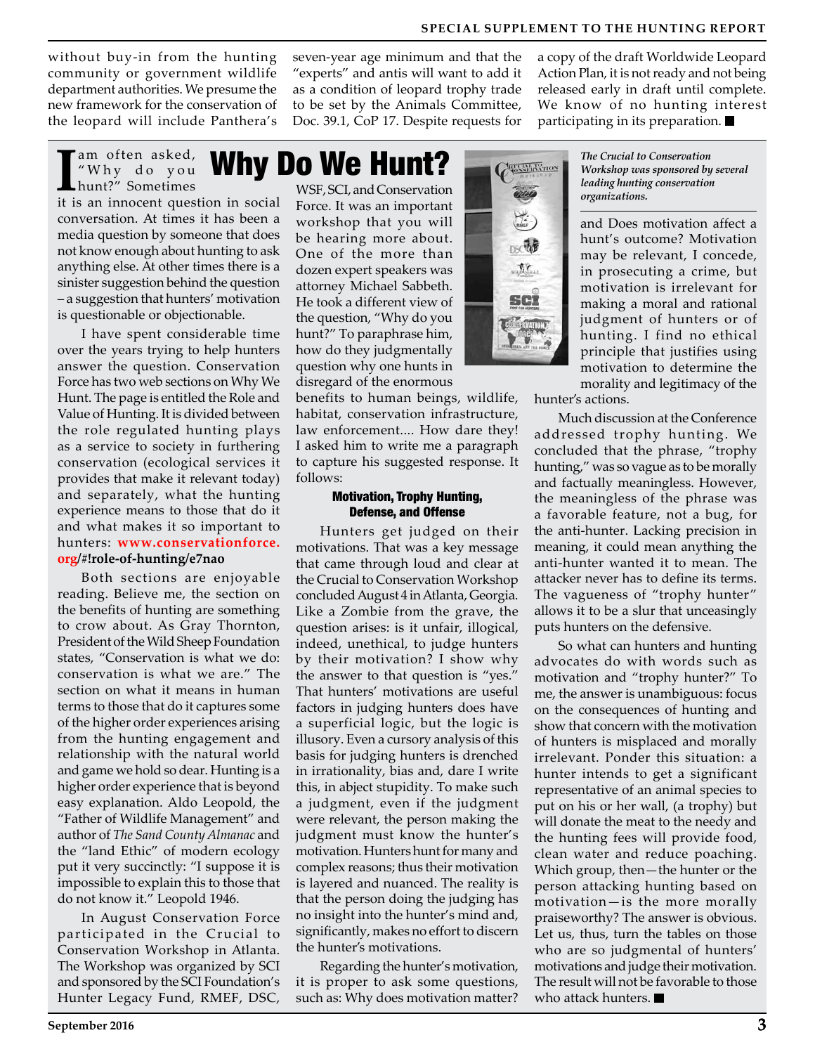without buy-in from the hunting community or government wildlife department authorities. We presume the new framework for the conservation of the leopard will include Panthera's seven-year age minimum and that the "experts" and antis will want to add it as a condition of leopard trophy trade to be set by the Animals Committee, Doc. 39.1, CoP 17. Despite requests for a copy of the draft Worldwide Leopard Action Plan, it is not ready and not being released early in draft until complete. We know of no hunting interest participating in its preparation. ■

# Why Do We Hunt?

I am often asked, "Why do you hunt?" Sometimes it is an innocent question in social conversation. At times it has been a media question by someone that does not know enough about hunting to ask anything else. At other times there is a sinister suggestion behind the question – a suggestion that hunters' motivation is questionable or objectionable.

I have spent considerable time over the years trying to help hunters answer the question. Conservation Force has two web sections on Why We Hunt. The page is entitled the Role and Value of Hunting. It is divided between the role regulated hunting plays as a service to society in furthering conservation (ecological services it provides that make it relevant today) and separately, what the hunting experience means to those that do it and what makes it so important to hunters: **www.conservationforce.org/#!role-of-hunting/e7nao**

Both sections are enjoyable reading. Believe me, the section on the benefits of hunting are something to crow about. As Gray Thornton, President of the Wild Sheep Foundation states, "Conservation is what we do: conservation is what we are." The section on what it means in human terms to those that do it captures some of the higher order experiences arising from the hunting engagement and relationship with the natural world and game we hold so dear. Hunting is a higher order experience that is beyond easy explanation. Aldo Leopold, the "Father of Wildlife Management" and author of *The Sand County Almanac* and the "land Ethic" of modern ecology put it very succinctly: "I suppose it is impossible to explain this to those that do not know it." Leopold 1946.

In August Conservation Force participated in the Crucial to Conservation Workshop in Atlanta. The Workshop was organized by SCI and sponsored by the SCI Foundation's Hunter Legacy Fund, RMEF, DSC, WSF, SCI, and Conservation Force. It was an important workshop that you will be hearing more about. One of the more than dozen expert speakers was attorney Michael Sabbeth. He took a different view of the question, "Why do you hunt?" To paraphrase him, how do they judgmentally question why one hunts in disregard of the enormous benefits to human beings, wildlife, habitat, conservation infrastructure, law enforcement.... How dare they! I asked him to write me a paragraph to capture his suggested response. It follows:

*The Crucial to Conservation Workshop was sponsored by several leading hunting conservation organizations.*

### Motivation, Trophy Hunting, Defense, and Offense

Hunters get judged on their motivations. That was a key message that came through loud and clear at the Crucial to Conservation Workshop concluded August 4 in Atlanta, Georgia. Like a Zombie from the grave, the question arises: is it unfair, illogical, indeed, unethical, to judge hunters by their motivation? I show why the answer to that question is "yes." That hunters' motivations are useful factors in judging hunters does have a superficial logic, but the logic is illusory. Even a cursory analysis of this basis for judging hunters is drenched in irrationality, bias and, dare I write this, in abject stupidity. To make such a judgment, even if the judgment were relevant, the person making the judgment must know the hunter's motivation. Hunters hunt for many and complex reasons; thus their motivation is layered and nuanced. The reality is that the person doing the judging has no insight into the hunter's mind and, significantly, makes no effort to discern the hunter's motivations.

Regarding the hunter's motivation, it is proper to ask some questions, such as: Why does motivation matter? and Does motivation affect a hunt's outcome? Motivation may be relevant, I concede, in prosecuting a crime, but motivation is irrelevant for making a moral and rational judgment of hunters or of hunting. I find no ethical principle that justifies using motivation to determine the morality and legitimacy of the hunter's actions.

Much discussion at the Conference addressed trophy hunting. We concluded that the phrase, "trophy hunting," was so vague as to be morally and factually meaningless. However, the meaningless of the phrase was a favorable feature, not a bug, for the anti-hunter. Lacking precision in meaning, it could mean anything the anti-hunter wanted it to mean. The attacker never has to define its terms. The vagueness of "trophy hunter" allows it to be a slur that unceasingly puts hunters on the defensive.

So what can hunters and hunting advocates do with words such as motivation and "trophy hunter?" To me, the answer is unambiguous: focus on the consequences of hunting and show that concern with the motivation of hunters is misplaced and morally irrelevant. Ponder this situation: a hunter intends to get a significant representative of an animal species to put on his or her wall, (a trophy) but will donate the meat to the needy and the hunting fees will provide food, clean water and reduce poaching. Which group, then—the hunter or the person attacking hunting based on motivation—is the more morally praiseworthy? The answer is obvious. Let us, thus, turn the tables on those who are so judgmental of hunters' motivations and judge their motivation. The result will not be favorable to those who attack hunters. ■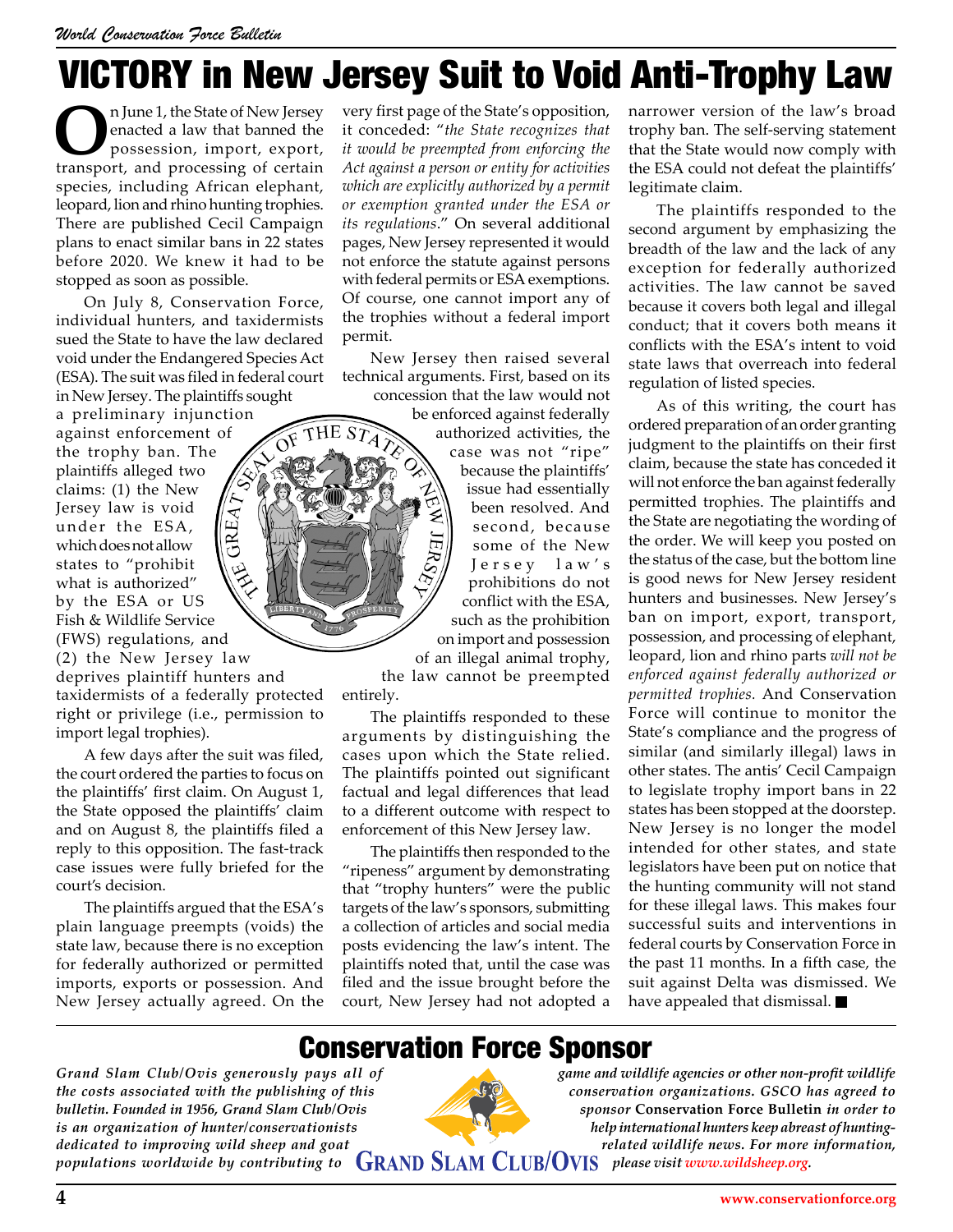# VICTORY in New Jersey Suit to Void Anti-Trophy Law

On June 1, the State of New Jersey enacted a law that banned the possession, import, export, transport, and processing of certain species, including African elephant, leopard, lion and rhino hunting trophies. There are published Cecil Campaign plans to enact similar bans in 22 states before 2020. We knew it had to be stopped as soon as possible.

On July 8, Conservation Force, individual hunters, and taxidermists sued the State to have the law declared void under the Endangered Species Act (ESA). The suit was filed in federal court in New Jersey. The plaintiffs sought a preliminary injunction against enforcement of the trophy ban. The plaintiffs alleged two claims: (1) the New Jersey law is void under the ESA, which does not allow states to "prohibit what is authorized" by the ESA or US Fish & Wildlife Service (FWS) regulations, and (2) the New Jersey law deprives plaintiff hunters and taxidermists of a federally protected right or privilege (i.e., permission to import legal trophies).

A few days after the suit was filed, the court ordered the parties to focus on the plaintiffs' first claim. On August 1, the State opposed the plaintiffs' claim and on August 8, the plaintiffs filed a reply to this opposition. The fast-track case issues were fully briefed for the court's decision.

The plaintiffs argued that the ESA's plain language preempts (voids) the state law, because there is no exception for federally authorized or permitted imports, exports or possession. And New Jersey actually agreed. On the very first page of the State's opposition, it conceded: "*the State recognizes that it would be preempted from enforcing the Act against a person or entity for activities which are explicitly authorized by a permit or exemption granted under the ESA or its regulations*." On several additional pages, New Jersey represented it would not enforce the statute against persons with federal permits or ESA exemptions. Of course, one cannot import any of the trophies without a federal import permit.

New Jersey then raised several technical arguments. First, based on its concession that the law would not be enforced against federally authorized activities, the case was not "ripe" because the plaintiffs' issue had essentially been resolved. And second, because some of the New Jersey law's prohibitions do not conflict with the ESA, such as the prohibition on import and possession of an illegal animal trophy, the law cannot be preempted entirely.

The plaintiffs responded to these arguments by distinguishing the cases upon which the State relied. The plaintiffs pointed out significant factual and legal differences that lead to a different outcome with respect to enforcement of this New Jersey law.

The plaintiffs then responded to the "ripeness" argument by demonstrating that "trophy hunters" were the public targets of the law's sponsors, submitting a collection of articles and social media posts evidencing the law's intent. The plaintiffs noted that, until the case was filed and the issue brought before the court, New Jersey had not adopted a narrower version of the law's broad trophy ban. The self-serving statement that the State would now comply with the ESA could not defeat the plaintiffs' legitimate claim.

The plaintiffs responded to the second argument by emphasizing the breadth of the law and the lack of any exception for federally authorized activities. The law cannot be saved because it covers both legal and illegal conduct; that it covers both means it conflicts with the ESA's intent to void state laws that overreach into federal regulation of listed species.

As of this writing, the court has ordered preparation of an order granting judgment to the plaintiffs on their first claim, because the state has conceded it will not enforce the ban against federally permitted trophies. The plaintiffs and the State are negotiating the wording of the order. We will keep you posted on the status of the case, but the bottom line is good news for New Jersey resident hunters and businesses. New Jersey's ban on import, export, transport, possession, and processing of elephant, leopard, lion and rhino parts *will not be enforced against federally authorized or permitted trophies.* And Conservation Force will continue to monitor the State's compliance and the progress of similar (and similarly illegal) laws in other states. The antis' Cecil Campaign to legislate trophy import bans in 22 states has been stopped at the doorstep. New Jersey is no longer the model intended for other states, and state legislators have been put on notice that the hunting community will not stand for these illegal laws. This makes four successful suits and interventions in federal courts by Conservation Force in the past 11 months. In a fifth case, the suit against Delta was dismissed. We have appealed that dismissal. ■

## Conservation Force Sponsor

*Grand Slam Club/Ovis generously pays all of the costs associated with the publishing of this bulletin. Founded in 1956, Grand Slam Club/Ovis is an organization of hunter/conservationists dedicated to improving wild sheep and goat populations worldwide by contributing to game and wildlife agencies or other non-profit wildlife conservation organizations. GSCO has agreed to sponsor* **Conservation Force Bulletin** *in order to help international hunters keep abreast of hunting-related wildlife news. For more information, please visit www.wildsheep.org.*

GRAND SLAM CLUB/OVIS